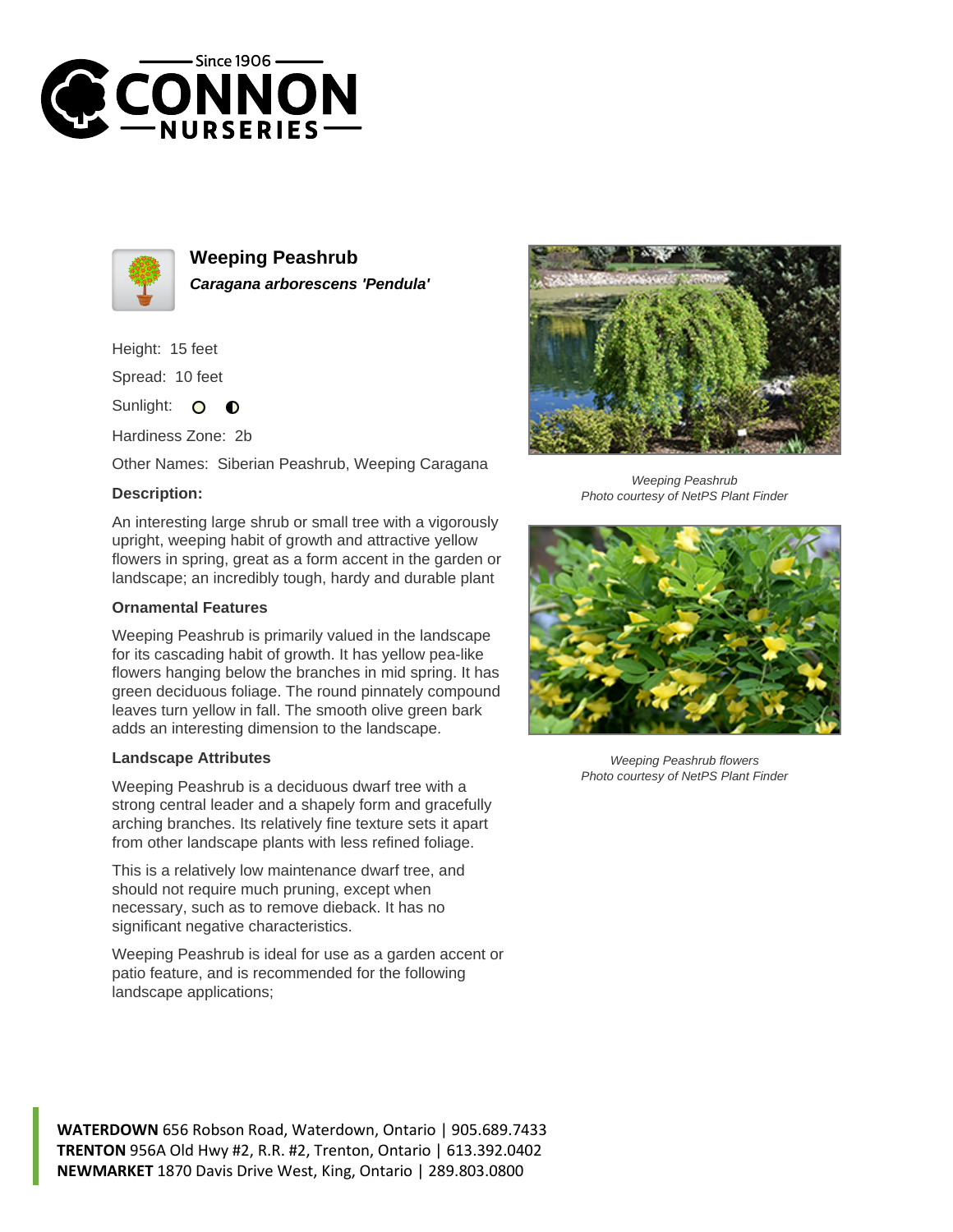# Weeping Peashrub

***Caragana arborescens 'Pendula'***

Height: 15 feet

Spread: 10 feet

Sunlight:

Hardiness Zone: 2b

Other Names: Siberian Peashrub, Weeping Caragana

**Description:**

An interesting large shrub or small tree with a vigorously upright, weeping habit of growth and attractive yellow flowers in spring, great as a form accent in the garden or landscape; an incredibly tough, hardy and durable plant

### Ornamental Features

Weeping Peashrub is primarily valued in the landscape for its cascading habit of growth. It has yellow pea-like flowers hanging below the branches in mid spring. It has green deciduous foliage. The round pinnately compound leaves turn yellow in fall. The smooth olive green bark adds an interesting dimension to the landscape.

### Landscape Attributes

Weeping Peashrub is a deciduous dwarf tree with a strong central leader and a shapely form and gracefully arching branches. Its relatively fine texture sets it apart from other landscape plants with less refined foliage.

This is a relatively low maintenance dwarf tree, and should not require much pruning, except when necessary, such as to remove dieback. It has no significant negative characteristics.

Weeping Peashrub is ideal for use as a garden accent or patio feature, and is recommended for the following landscape applications;

*Weeping Peashrub*
*Photo courtesy of NetPS Plant Finder*

*Weeping Peashrub flowers*
*Photo courtesy of NetPS Plant Finder*

**WATERDOWN** 656 Robson Road, Waterdown, Ontario | 905.689.7433
**TRENTON** 956A Old Hwy #2, R.R. #2, Trenton, Ontario | 613.392.0402
**NEWMARKET** 1870 Davis Drive West, King, Ontario | 289.803.0800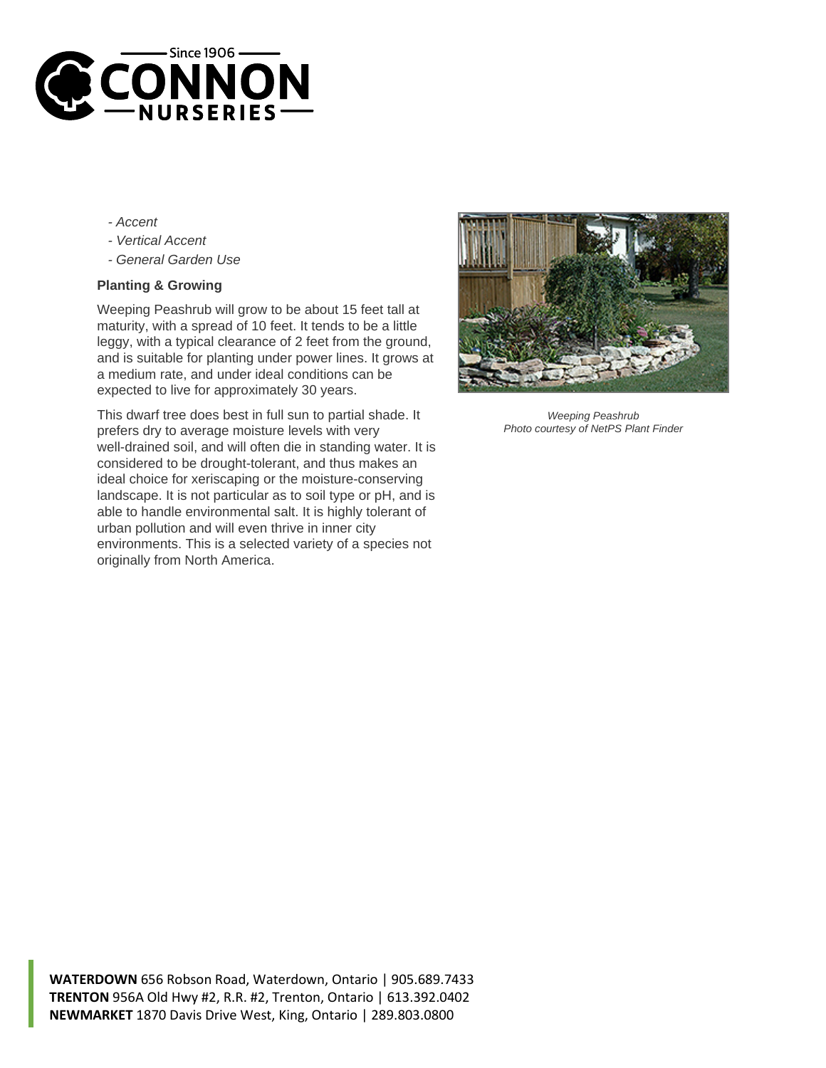- *Accent*
- *Vertical Accent*
- *General Garden Use*

**Planting & Growing**

Weeping Peashrub will grow to be about 15 feet tall at maturity, with a spread of 10 feet. It tends to be a little leggy, with a typical clearance of 2 feet from the ground, and is suitable for planting under power lines. It grows at a medium rate, and under ideal conditions can be expected to live for approximately 30 years.

This dwarf tree does best in full sun to partial shade. It prefers dry to average moisture levels with very well-drained soil, and will often die in standing water. It is considered to be drought-tolerant, and thus makes an ideal choice for xeriscaping or the moisture-conserving landscape. It is not particular as to soil type or pH, and is able to handle environmental salt. It is highly tolerant of urban pollution and will even thrive in inner city environments. This is a selected variety of a species not originally from North America.

*Weeping Peashrub*
*Photo courtesy of NetPS Plant Finder*

**WATERDOWN** 656 Robson Road, Waterdown, Ontario | 905.689.7433
**TRENTON** 956A Old Hwy #2, R.R. #2, Trenton, Ontario | 613.392.0402
**NEWMARKET** 1870 Davis Drive West, King, Ontario | 289.803.0800